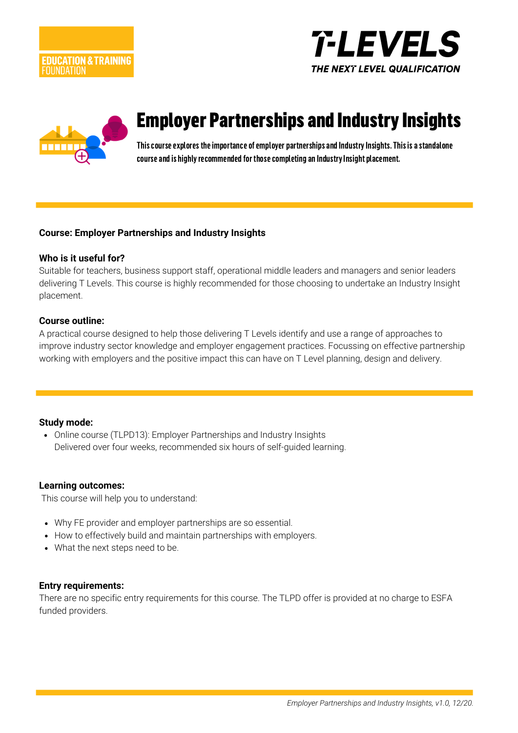EDUCATION & TRAINING FOUNDATION

T-LEVELS THE NEXT LEVEL QUALIFICATION

# Employer Partnerships and Industry Insights

**This course explores the importance of employer partnerships and Industry Insights. This is a standalone course and is highly recommended for those completing an Industry Insight placement.**

**Course: Employer Partnerships and Industry Insights**

**Who is it useful for?**

Suitable for teachers, business support staff, operational middle leaders and managers and senior leaders delivering T Levels. This course is highly recommended for those choosing to undertake an Industry Insight placement.

**Course outline:**

A practical course designed to help those delivering T Levels identify and use a range of approaches to improve industry sector knowledge and employer engagement practices. Focussing on effective partnership working with employers and the positive impact this can have on T Level planning, design and delivery.

**Study mode:**

- Online course (TLPD13): Employer Partnerships and Industry Insights
  Delivered over four weeks, recommended six hours of self-guided learning.

**Learning outcomes:**

This course will help you to understand:

- Why FE provider and employer partnerships are so essential.
- How to effectively build and maintain partnerships with employers.
- What the next steps need to be.

**Entry requirements:**

There are no specific entry requirements for this course. The TLPD offer is provided at no charge to ESFA funded providers.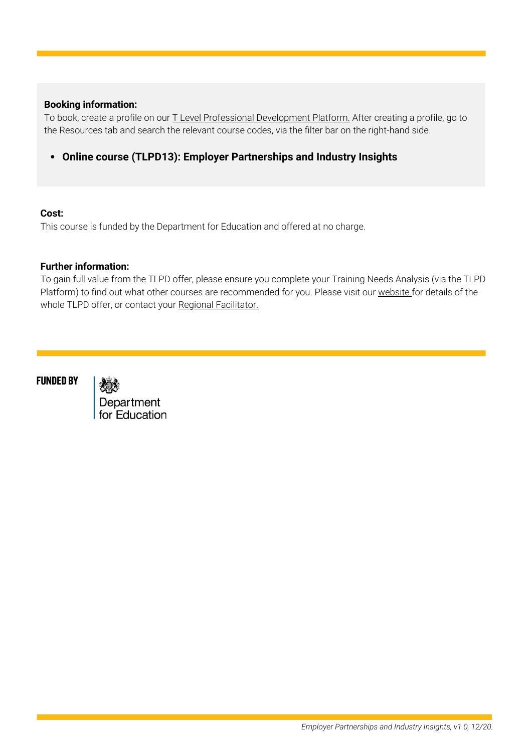**Booking information:**

To book, create a profile on our T Level Professional Development Platform. After creating a profile, go to the Resources tab and search the relevant course codes, via the filter bar on the right-hand side.

- **Online course (TLPD13): Employer Partnerships and Industry Insights**

**Cost:**

This course is funded by the Department for Education and offered at no charge.

**Further information:**

To gain full value from the TLPD offer, please ensure you complete your Training Needs Analysis (via the TLPD Platform) to find out what other courses are recommended for you. Please visit our website for details of the whole TLPD offer, or contact your Regional Facilitator.

**FUNDED BY**

Department for Education

*Employer Partnerships and Industry Insights, v1.0, 12/20.*